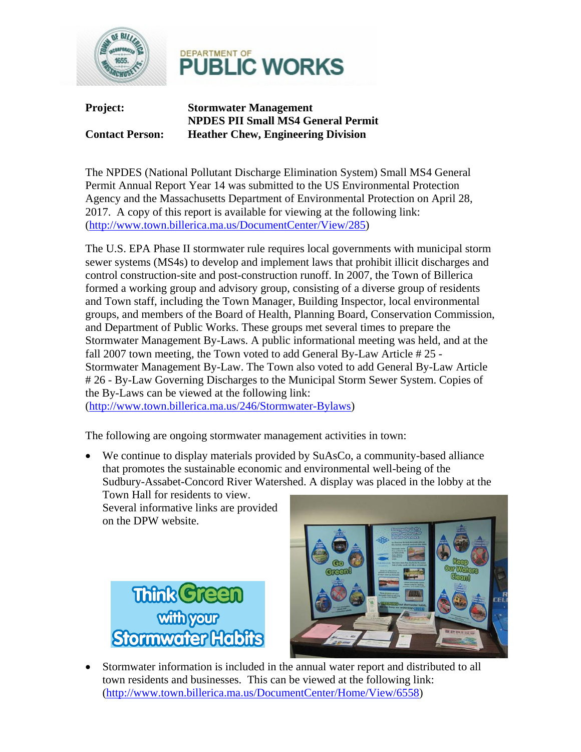DEPARTMENT OF **PUBLIC WORKS**

| | |
|---|---|
| **Project:** | **Stormwater Management** |
| | **NPDES PII Small MS4 General Permit** |
| **Contact Person:** | **Heather Chew, Engineering Division** |

The NPDES (National Pollutant Discharge Elimination System) Small MS4 General Permit Annual Report Year 14 was submitted to the US Environmental Protection Agency and the Massachusetts Department of Environmental Protection on April 28, 2017. A copy of this report is available for viewing at the following link: (http://www.town.billerica.ma.us/DocumentCenter/View/285)

The U.S. EPA Phase II stormwater rule requires local governments with municipal storm sewer systems (MS4s) to develop and implement laws that prohibit illicit discharges and control construction-site and post-construction runoff. In 2007, the Town of Billerica formed a working group and advisory group, consisting of a diverse group of residents and Town staff, including the Town Manager, Building Inspector, local environmental groups, and members of the Board of Health, Planning Board, Conservation Commission, and Department of Public Works. These groups met several times to prepare the Stormwater Management By-Laws. A public informational meeting was held, and at the fall 2007 town meeting, the Town voted to add General By-Law Article # 25 - Stormwater Management By-Law. The Town also voted to add General By-Law Article # 26 - By-Law Governing Discharges to the Municipal Storm Sewer System. Copies of the By-Laws can be viewed at the following link: (http://www.town.billerica.ma.us/246/Stormwater-Bylaws)

The following are ongoing stormwater management activities in town:

- We continue to display materials provided by SuAsCo, a community-based alliance that promotes the sustainable economic and environmental well-being of the Sudbury-Assabet-Concord River Watershed. A display was placed in the lobby at the Town Hall for residents to view. Several informative links are provided on the DPW website.

Think Green with your Stormwater Habits

- Stormwater information is included in the annual water report and distributed to all town residents and businesses. This can be viewed at the following link: (http://www.town.billerica.ma.us/DocumentCenter/Home/View/6558)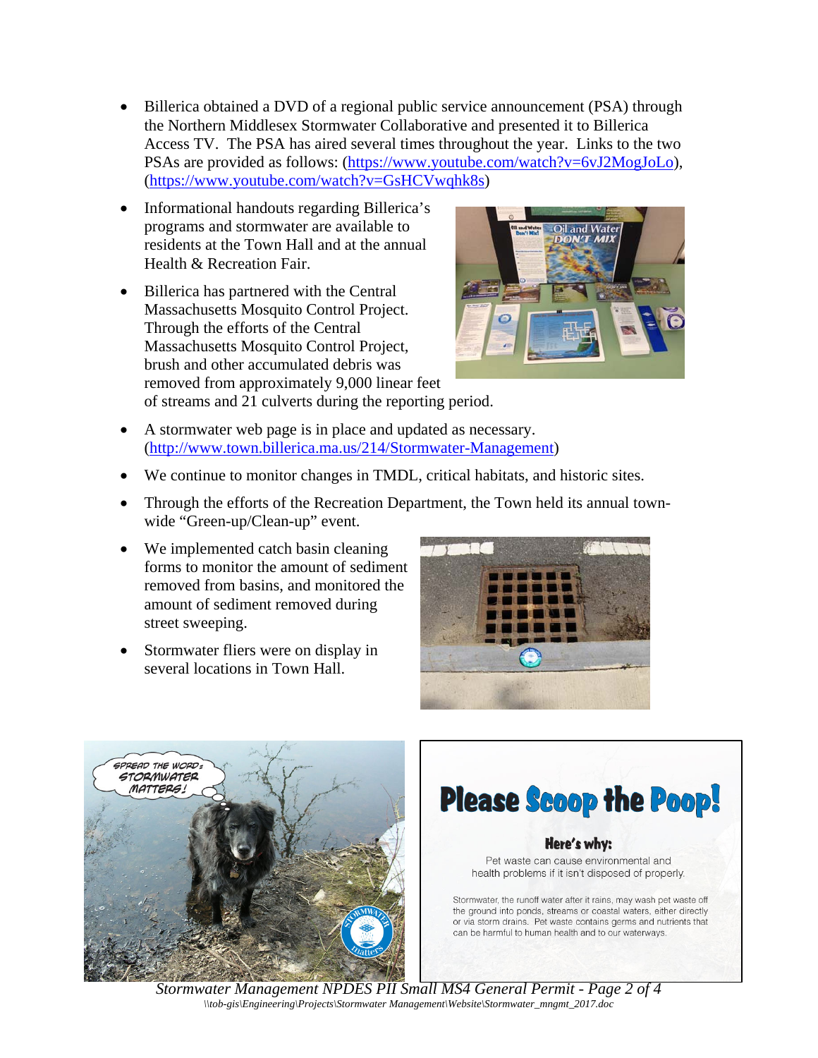- Billerica obtained a DVD of a regional public service announcement (PSA) through the Northern Middlesex Stormwater Collaborative and presented it to Billerica Access TV. The PSA has aired several times throughout the year. Links to the two PSAs are provided as follows: (https://www.youtube.com/watch?v=6vJ2MogJoLo), (https://www.youtube.com/watch?v=GsHCVwqhk8s)
- Informational handouts regarding Billerica's programs and stormwater are available to residents at the Town Hall and at the annual Health & Recreation Fair.
- Billerica has partnered with the Central Massachusetts Mosquito Control Project. Through the efforts of the Central Massachusetts Mosquito Control Project, brush and other accumulated debris was removed from approximately 9,000 linear feet of streams and 21 culverts during the reporting period.
- A stormwater web page is in place and updated as necessary. (http://www.town.billerica.ma.us/214/Stormwater-Management)
- We continue to monitor changes in TMDL, critical habitats, and historic sites.
- Through the efforts of the Recreation Department, the Town held its annual town-wide "Green-up/Clean-up" event.
- We implemented catch basin cleaning forms to monitor the amount of sediment removed from basins, and monitored the amount of sediment removed during street sweeping.
- Stormwater fliers were on display in several locations in Town Hall.

*Stormwater Management NPDES PII Small MS4 General Permit*

*\\tob-gis\Engineering\Projects\Stormwater Management\Website\Stormwater_mngmt_2017.doc*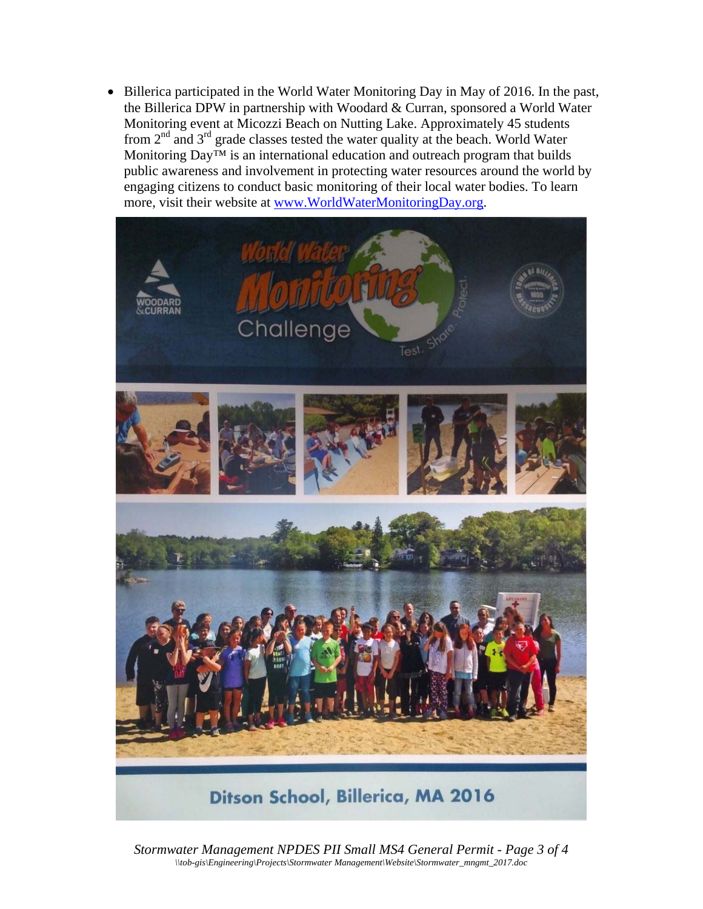- Billerica participated in the World Water Monitoring Day in May of 2016. In the past, the Billerica DPW in partnership with Woodard & Curran, sponsored a World Water Monitoring event at Micozzi Beach on Nutting Lake. Approximately 45 students from 2nd and 3rd grade classes tested the water quality at the beach. World Water Monitoring Day™ is an international education and outreach program that builds public awareness and involvement in protecting water resources around the world by engaging citizens to conduct basic monitoring of their local water bodies. To learn more, visit their website at www.WorldWaterMonitoringDay.org.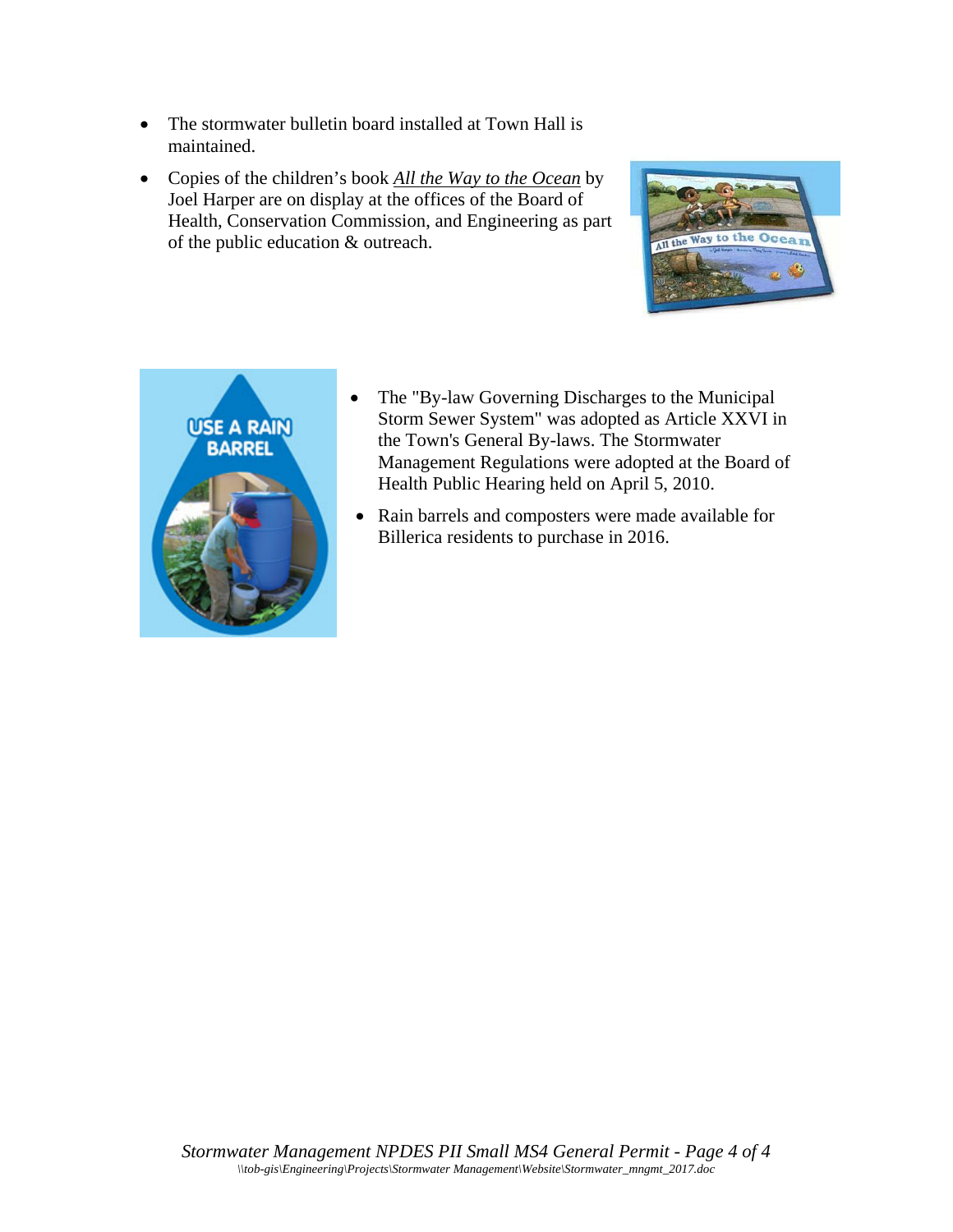- The stormwater bulletin board installed at Town Hall is maintained.
- Copies of the children's book *All the Way to the Ocean* by Joel Harper are on display at the offices of the Board of Health, Conservation Commission, and Engineering as part of the public education & outreach.
- The "By-law Governing Discharges to the Municipal Storm Sewer System" was adopted as Article XXVI in the Town's General By-laws. The Stormwater Management Regulations were adopted at the Board of Health Public Hearing held on April 5, 2010.
- Rain barrels and composters were made available for Billerica residents to purchase in 2016.